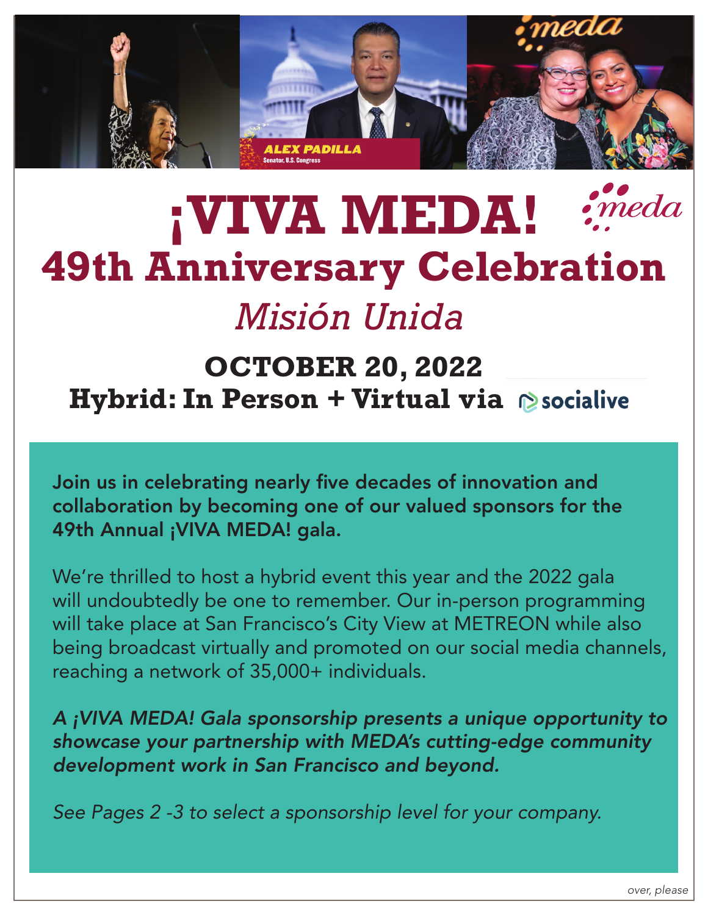ALEX PADILLA
Senator, U.S. Congress

meda

# ¡VIVA MEDA!

meda

## 49th Anniversary Celebration

### *Misión Unida*

### OCTOBER 20, 2022

### Hybrid: In Person + Virtual via socialive

**Join us in celebrating nearly five decades of innovation and collaboration by becoming one of our valued sponsors for the 49th Annual ¡VIVA MEDA! gala.**

We're thrilled to host a hybrid event this year and the 2022 gala will undoubtedly be one to remember. Our in-person programming will take place at San Francisco's City View at METREON while also being broadcast virtually and promoted on our social media channels, reaching a network of 35,000+ individuals.

***A ¡VIVA MEDA! Gala sponsorship presents a unique opportunity to showcase your partnership with MEDA's cutting-edge community development work in San Francisco and beyond.***

*See Pages 2 -3 to select a sponsorship level for your company.*

*over, please*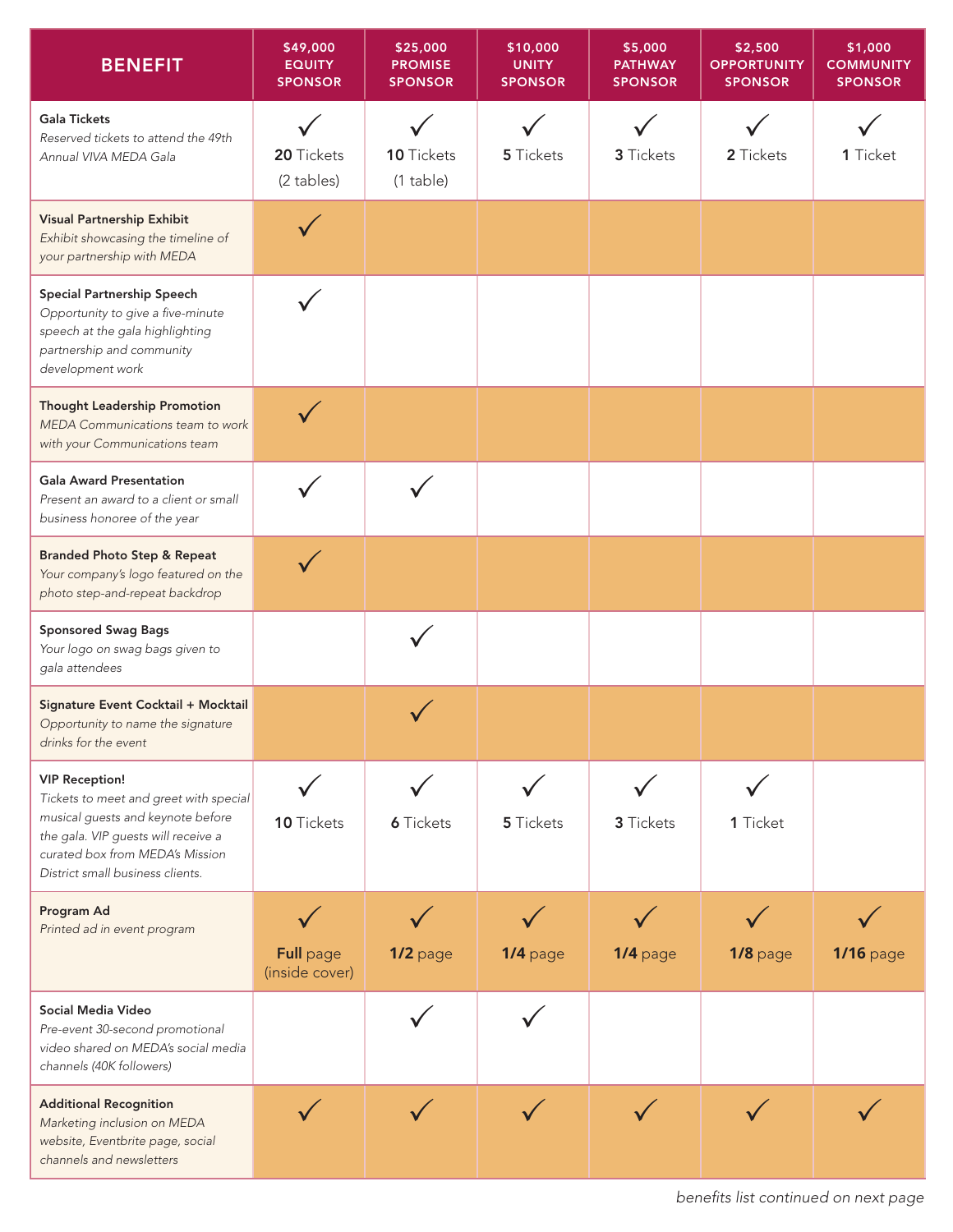| BENEFIT | $49,000 EQUITY SPONSOR | $25,000 PROMISE SPONSOR | $10,000 UNITY SPONSOR | $5,000 PATHWAY SPONSOR | $2,500 OPPORTUNITY SPONSOR | $1,000 COMMUNITY SPONSOR |
|---|---|---|---|---|---|---|
| **Gala Tickets** *Reserved tickets to attend the 49th Annual VIVA MEDA Gala* | ✓ **20** Tickets (2 tables) | ✓ **10** Tickets (1 table) | ✓ **5** Tickets | ✓ **3** Tickets | ✓ **2** Tickets | ✓ **1** Ticket |
| **Visual Partnership Exhibit** *Exhibit showcasing the timeline of your partnership with MEDA* | ✓ | | | | | |
| **Special Partnership Speech** *Opportunity to give a five-minute speech at the gala highlighting partnership and community development work* | ✓ | | | | | |
| **Thought Leadership Promotion** *MEDA Communications team to work with your Communications team* | ✓ | | | | | |
| **Gala Award Presentation** *Present an award to a client or small business honoree of the year* | ✓ | ✓ | | | | |
| **Branded Photo Step & Repeat** *Your company's logo featured on the photo step-and-repeat backdrop* | ✓ | | | | | |
| **Sponsored Swag Bags** *Your logo on swag bags given to gala attendees* | | ✓ | | | | |
| **Signature Event Cocktail + Mocktail** *Opportunity to name the signature drinks for the event* | | ✓ | | | | |
| **VIP Reception!** *Tickets to meet and greet with special musical guests and keynote before the gala. VIP guests will receive a curated box from MEDA's Mission District small business clients.* | ✓ **10** Tickets | ✓ **6** Tickets | ✓ **5** Tickets | ✓ **3** Tickets | ✓ **1** Ticket | |
| **Program Ad** *Printed ad in event program* | ✓ **Full** page (inside cover) | ✓ **1/2** page | ✓ **1/4** page | ✓ **1/4** page | ✓ **1/8** page | ✓ **1/16** page |
| **Social Media Video** *Pre-event 30-second promotional video shared on MEDA's social media channels (40K followers)* | | ✓ | ✓ | | | |
| **Additional Recognition** *Marketing inclusion on MEDA website, Eventbrite page, social channels and newsletters* | ✓ | ✓ | ✓ | ✓ | ✓ | ✓ |

*benefits list continued on next page*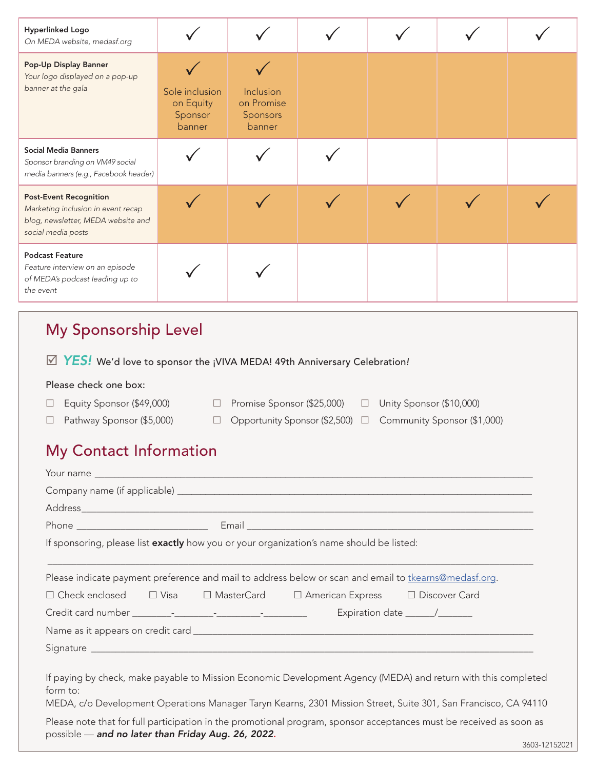| | | | | | | |
|---|---|---|---|---|---|---|
| **Hyperlinked Logo**<br>*On MEDA website, medasf.org* | ✓ | ✓ | ✓ | ✓ | ✓ | ✓ |
| **Pop-Up Display Banner**<br>*Your logo displayed on a pop-up banner at the gala* | ✓<br>Sole inclusion on Equity Sponsor banner | ✓<br>Inclusion on Promise Sponsors banner | | | | |
| **Social Media Banners**<br>*Sponsor branding on VM49 social media banners (e.g., Facebook header)* | ✓ | ✓ | ✓ | | | |
| **Post-Event Recognition**<br>*Marketing inclusion in event recap blog, newsletter, MEDA website and social media posts* | ✓ | ✓ | ✓ | ✓ | ✓ | ✓ |
| **Podcast Feature**<br>*Feature interview on an episode of MEDA's podcast leading up to the event* | ✓ | ✓ | | | | |

## My Sponsorship Level

☑ ***YES!*** We'd love to sponsor the ¡VIVA MEDA! 49th Anniversary Celebration*!*

Please check one box:

- ☐ Equity Sponsor ($49,000)
- ☐ Promise Sponsor ($25,000)
- ☐ Unity Sponsor ($10,000)
- ☐ Pathway Sponsor ($5,000)
- ☐ Opportunity Sponsor ($2,500)
- ☐ Community Sponsor ($1,000)

## My Contact Information

Your name ______________________________________________

Company name (if applicable) ______________________________________________

Address______________________________________________

Phone __________________________ Email ______________________________________________

If sponsoring, please list **exactly** how you or your organization's name should be listed:

______________________________________________

Please indicate payment preference and mail to address below or scan and email to tkearns@medasf.org.

☐ Check enclosed ☐ Visa ☐ MasterCard ☐ American Express ☐ Discover Card

Credit card number ________-________-_________-_________ Expiration date ______/_______

Name as it appears on credit card ______________________________________________

Signature ______________________________________________

If paying by check, make payable to Mission Economic Development Agency (MEDA) and return with this completed form to:
MEDA, c/o Development Operations Manager Taryn Kearns, 2301 Mission Street, Suite 301, San Francisco, CA 94110

Please note that for full participation in the promotional program, sponsor acceptances must be received as soon as possible — ***and no later than Friday Aug. 26, 2022.***

3603-12152021